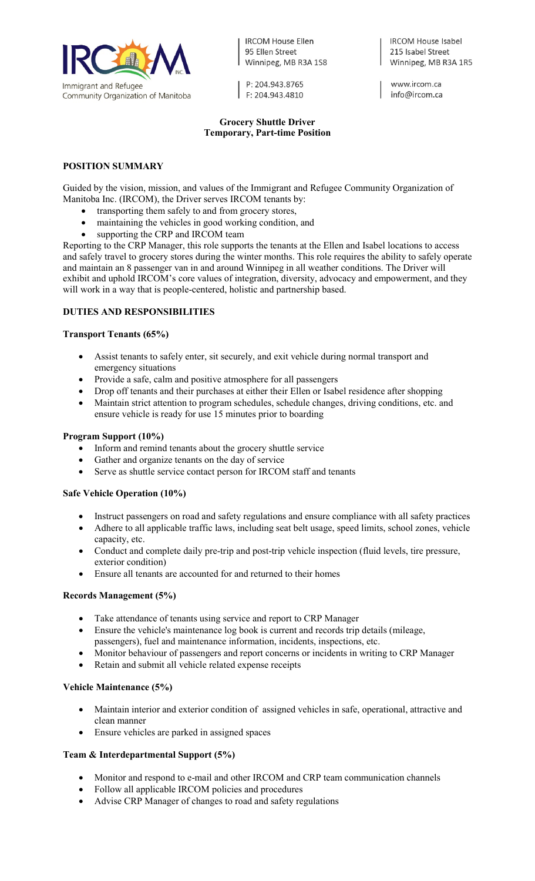Immigrant and Refugee Community Organization of Manitoba

IRCOM House Ellen
95 Ellen Street
Winnipeg, MB R3A 1S8

P: 204.943.8765
F: 204.943.4810

IRCOM House Isabel
215 Isabel Street
Winnipeg, MB R3A 1R5

www.ircom.ca
info@ircom.ca

**Grocery Shuttle Driver**
**Temporary, Part-time Position**

## POSITION SUMMARY

Guided by the vision, mission, and values of the Immigrant and Refugee Community Organization of Manitoba Inc. (IRCOM), the Driver serves IRCOM tenants by:

- transporting them safely to and from grocery stores,
- maintaining the vehicles in good working condition, and
- supporting the CRP and IRCOM team

Reporting to the CRP Manager, this role supports the tenants at the Ellen and Isabel locations to access and safely travel to grocery stores during the winter months. This role requires the ability to safely operate and maintain an 8 passenger van in and around Winnipeg in all weather conditions. The Driver will exhibit and uphold IRCOM's core values of integration, diversity, advocacy and empowerment, and they will work in a way that is people-centered, holistic and partnership based.

## DUTIES AND RESPONSIBILITIES

### Transport Tenants (65%)

- Assist tenants to safely enter, sit securely, and exit vehicle during normal transport and emergency situations
- Provide a safe, calm and positive atmosphere for all passengers
- Drop off tenants and their purchases at either their Ellen or Isabel residence after shopping
- Maintain strict attention to program schedules, schedule changes, driving conditions, etc. and ensure vehicle is ready for use 15 minutes prior to boarding

### Program Support (10%)

- Inform and remind tenants about the grocery shuttle service
- Gather and organize tenants on the day of service
- Serve as shuttle service contact person for IRCOM staff and tenants

### Safe Vehicle Operation (10%)

- Instruct passengers on road and safety regulations and ensure compliance with all safety practices
- Adhere to all applicable traffic laws, including seat belt usage, speed limits, school zones, vehicle capacity, etc.
- Conduct and complete daily pre-trip and post-trip vehicle inspection (fluid levels, tire pressure, exterior condition)
- Ensure all tenants are accounted for and returned to their homes

### Records Management (5%)

- Take attendance of tenants using service and report to CRP Manager
- Ensure the vehicle's maintenance log book is current and records trip details (mileage, passengers), fuel and maintenance information, incidents, inspections, etc.
- Monitor behaviour of passengers and report concerns or incidents in writing to CRP Manager
- Retain and submit all vehicle related expense receipts

### Vehicle Maintenance (5%)

- Maintain interior and exterior condition of assigned vehicles in safe, operational, attractive and clean manner
- Ensure vehicles are parked in assigned spaces

### Team & Interdepartmental Support (5%)

- Monitor and respond to e-mail and other IRCOM and CRP team communication channels
- Follow all applicable IRCOM policies and procedures
- Advise CRP Manager of changes to road and safety regulations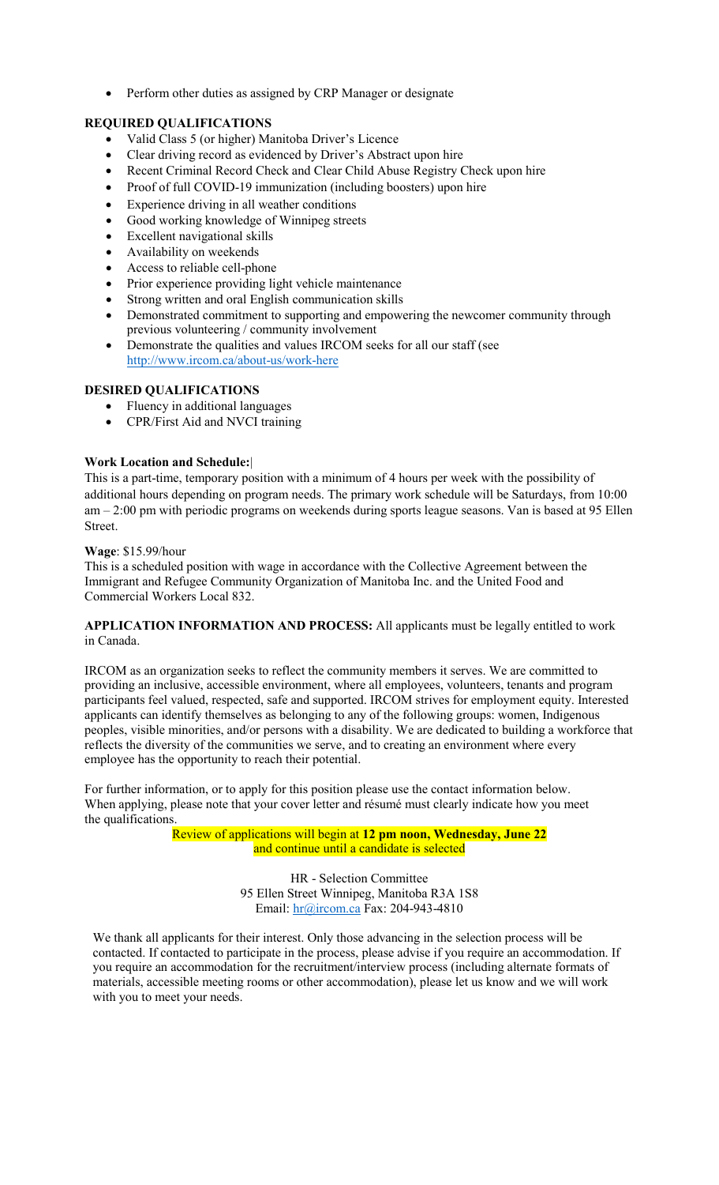- Perform other duties as assigned by CRP Manager or designate

**REQUIRED QUALIFICATIONS**

- Valid Class 5 (or higher) Manitoba Driver's Licence
- Clear driving record as evidenced by Driver's Abstract upon hire
- Recent Criminal Record Check and Clear Child Abuse Registry Check upon hire
- Proof of full COVID-19 immunization (including boosters) upon hire
- Experience driving in all weather conditions
- Good working knowledge of Winnipeg streets
- Excellent navigational skills
- Availability on weekends
- Access to reliable cell-phone
- Prior experience providing light vehicle maintenance
- Strong written and oral English communication skills
- Demonstrated commitment to supporting and empowering the newcomer community through previous volunteering / community involvement
- Demonstrate the qualities and values IRCOM seeks for all our staff (see http://www.ircom.ca/about-us/work-here

**DESIRED QUALIFICATIONS**

- Fluency in additional languages
- CPR/First Aid and NVCI training

**Work Location and Schedule:**

This is a part-time, temporary position with a minimum of 4 hours per week with the possibility of additional hours depending on program needs. The primary work schedule will be Saturdays, from 10:00 am – 2:00 pm with periodic programs on weekends during sports league seasons. Van is based at 95 Ellen Street.

**Wage**: $15.99/hour

This is a scheduled position with wage in accordance with the Collective Agreement between the Immigrant and Refugee Community Organization of Manitoba Inc. and the United Food and Commercial Workers Local 832.

**APPLICATION INFORMATION AND PROCESS:** All applicants must be legally entitled to work in Canada.

IRCOM as an organization seeks to reflect the community members it serves. We are committed to providing an inclusive, accessible environment, where all employees, volunteers, tenants and program participants feel valued, respected, safe and supported. IRCOM strives for employment equity. Interested applicants can identify themselves as belonging to any of the following groups: women, Indigenous peoples, visible minorities, and/or persons with a disability. We are dedicated to building a workforce that reflects the diversity of the communities we serve, and to creating an environment where every employee has the opportunity to reach their potential.

For further information, or to apply for this position please use the contact information below. When applying, please note that your cover letter and résumé must clearly indicate how you meet the qualifications.

Review of applications will begin at **12 pm noon, Wednesday, June 22** and continue until a candidate is selected

HR - Selection Committee
95 Ellen Street Winnipeg, Manitoba R3A 1S8
Email: hr@ircom.ca Fax: 204-943-4810

We thank all applicants for their interest. Only those advancing in the selection process will be contacted. If contacted to participate in the process, please advise if you require an accommodation. If you require an accommodation for the recruitment/interview process (including alternate formats of materials, accessible meeting rooms or other accommodation), please let us know and we will work with you to meet your needs.